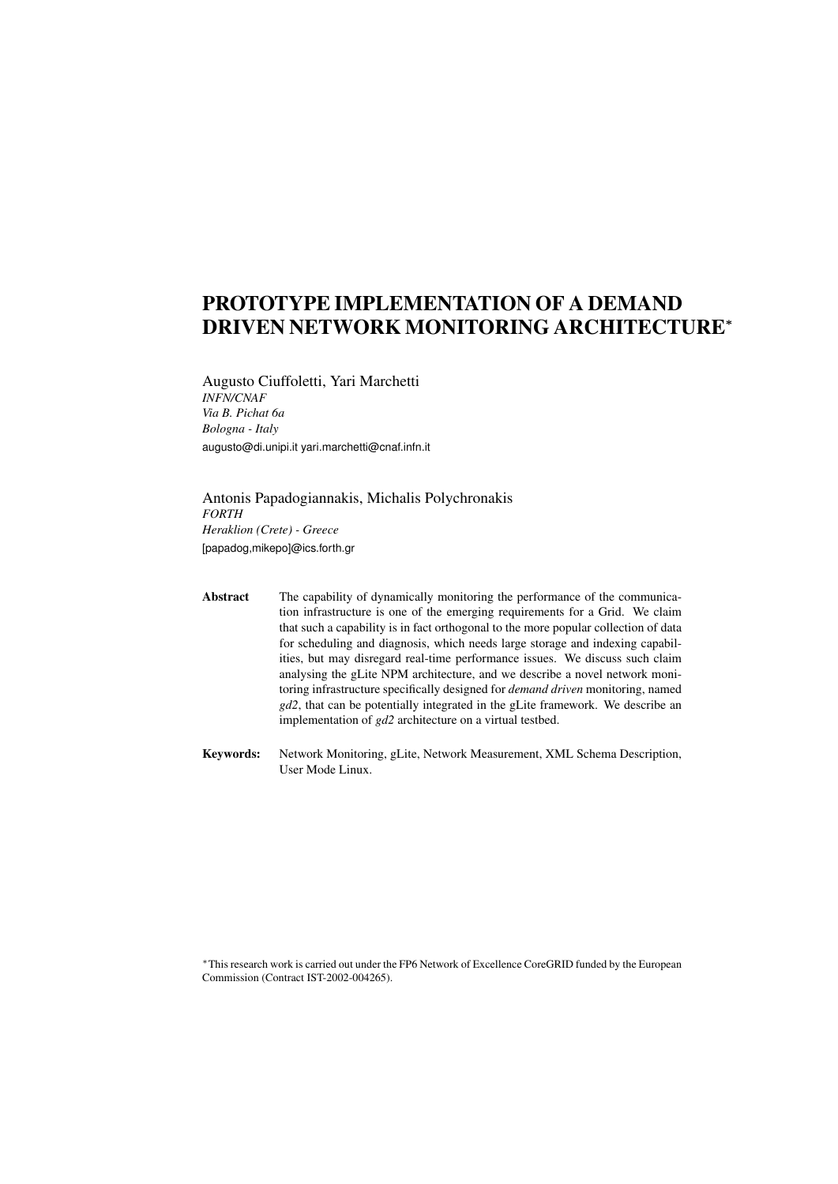# PROTOTYPE IMPLEMENTATION OF A DEMAND DRIVEN NETWORK MONITORING ARCHITECTURE*

Augusto Ciuffoletti, Yari Marchetti
*INFN/CNAF*
*Via B. Pichat 6a*
*Bologna - Italy*
augusto@di.unipi.it yari.marchetti@cnaf.infn.it

Antonis Papadogiannakis, Michalis Polychronakis
*FORTH*
*Heraklion (Crete) - Greece*
[papadog,mikepo]@ics.forth.gr

**Abstract** The capability of dynamically monitoring the performance of the communication infrastructure is one of the emerging requirements for a Grid. We claim that such a capability is in fact orthogonal to the more popular collection of data for scheduling and diagnosis, which needs large storage and indexing capabilities, but may disregard real-time performance issues. We discuss such claim analysing the gLite NPM architecture, and we describe a novel network monitoring infrastructure specifically designed for *demand driven* monitoring, named *gd2*, that can be potentially integrated in the gLite framework. We describe an implementation of *gd2* architecture on a virtual testbed.

**Keywords:** Network Monitoring, gLite, Network Measurement, XML Schema Description, User Mode Linux.

*This research work is carried out under the FP6 Network of Excellence CoreGRID funded by the European Commission (Contract IST-2002-004265).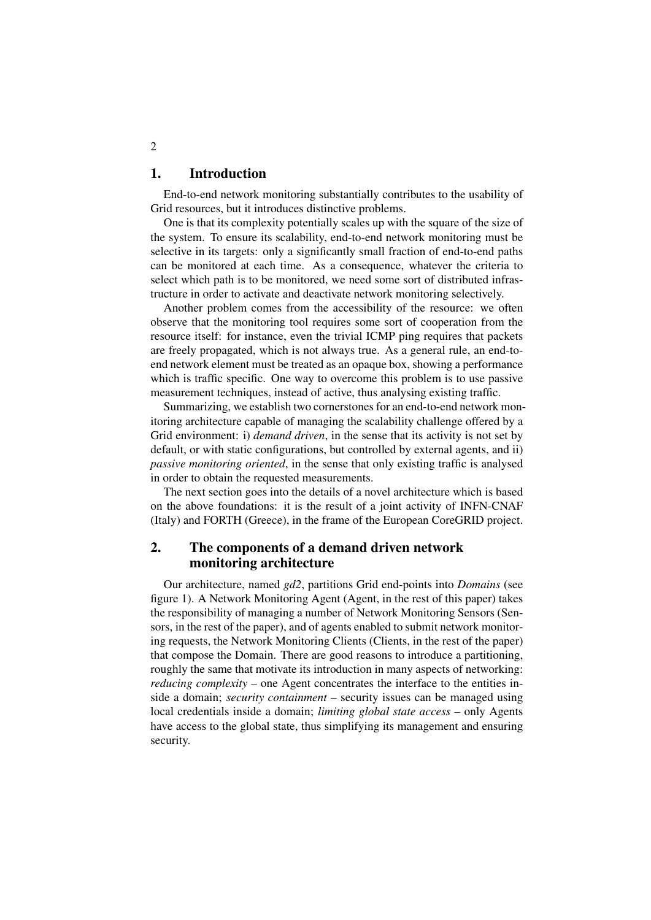## 1. Introduction

End-to-end network monitoring substantially contributes to the usability of Grid resources, but it introduces distinctive problems.

One is that its complexity potentially scales up with the square of the size of the system. To ensure its scalability, end-to-end network monitoring must be selective in its targets: only a significantly small fraction of end-to-end paths can be monitored at each time. As a consequence, whatever the criteria to select which path is to be monitored, we need some sort of distributed infrastructure in order to activate and deactivate network monitoring selectively.

Another problem comes from the accessibility of the resource: we often observe that the monitoring tool requires some sort of cooperation from the resource itself: for instance, even the trivial ICMP ping requires that packets are freely propagated, which is not always true. As a general rule, an end-to-end network element must be treated as an opaque box, showing a performance which is traffic specific. One way to overcome this problem is to use passive measurement techniques, instead of active, thus analysing existing traffic.

Summarizing, we establish two cornerstones for an end-to-end network monitoring architecture capable of managing the scalability challenge offered by a Grid environment: i) *demand driven*, in the sense that its activity is not set by default, or with static configurations, but controlled by external agents, and ii) *passive monitoring oriented*, in the sense that only existing traffic is analysed in order to obtain the requested measurements.

The next section goes into the details of a novel architecture which is based on the above foundations: it is the result of a joint activity of INFN-CNAF (Italy) and FORTH (Greece), in the frame of the European CoreGRID project.

## 2. The components of a demand driven network monitoring architecture

Our architecture, named *gd2*, partitions Grid end-points into *Domains* (see figure 1). A Network Monitoring Agent (Agent, in the rest of this paper) takes the responsibility of managing a number of Network Monitoring Sensors (Sensors, in the rest of the paper), and of agents enabled to submit network monitoring requests, the Network Monitoring Clients (Clients, in the rest of the paper) that compose the Domain. There are good reasons to introduce a partitioning, roughly the same that motivate its introduction in many aspects of networking: *reducing complexity* – one Agent concentrates the interface to the entities inside a domain; *security containment* – security issues can be managed using local credentials inside a domain; *limiting global state access* – only Agents have access to the global state, thus simplifying its management and ensuring security.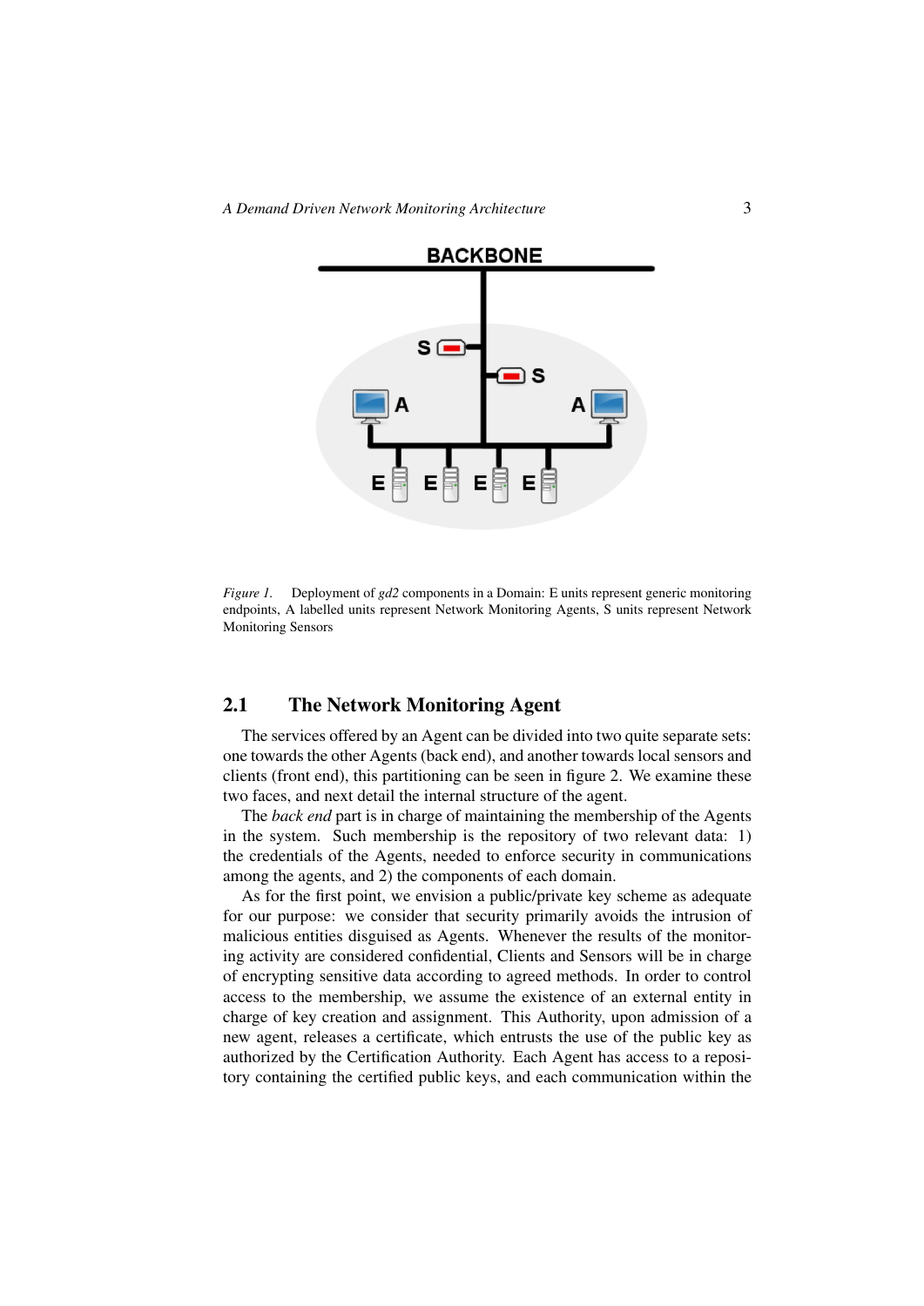*Figure 1.* Deployment of *gd2* components in a Domain: E units represent generic monitoring endpoints, A labelled units represent Network Monitoring Agents, S units represent Network Monitoring Sensors

## 2.1 The Network Monitoring Agent

The services offered by an Agent can be divided into two quite separate sets: one towards the other Agents (back end), and another towards local sensors and clients (front end), this partitioning can be seen in figure 2. We examine these two faces, and next detail the internal structure of the agent.

The *back end* part is in charge of maintaining the membership of the Agents in the system. Such membership is the repository of two relevant data: 1) the credentials of the Agents, needed to enforce security in communications among the agents, and 2) the components of each domain.

As for the first point, we envision a public/private key scheme as adequate for our purpose: we consider that security primarily avoids the intrusion of malicious entities disguised as Agents. Whenever the results of the monitoring activity are considered confidential, Clients and Sensors will be in charge of encrypting sensitive data according to agreed methods. In order to control access to the membership, we assume the existence of an external entity in charge of key creation and assignment. This Authority, upon admission of a new agent, releases a certificate, which entrusts the use of the public key as authorized by the Certification Authority. Each Agent has access to a repository containing the certified public keys, and each communication within the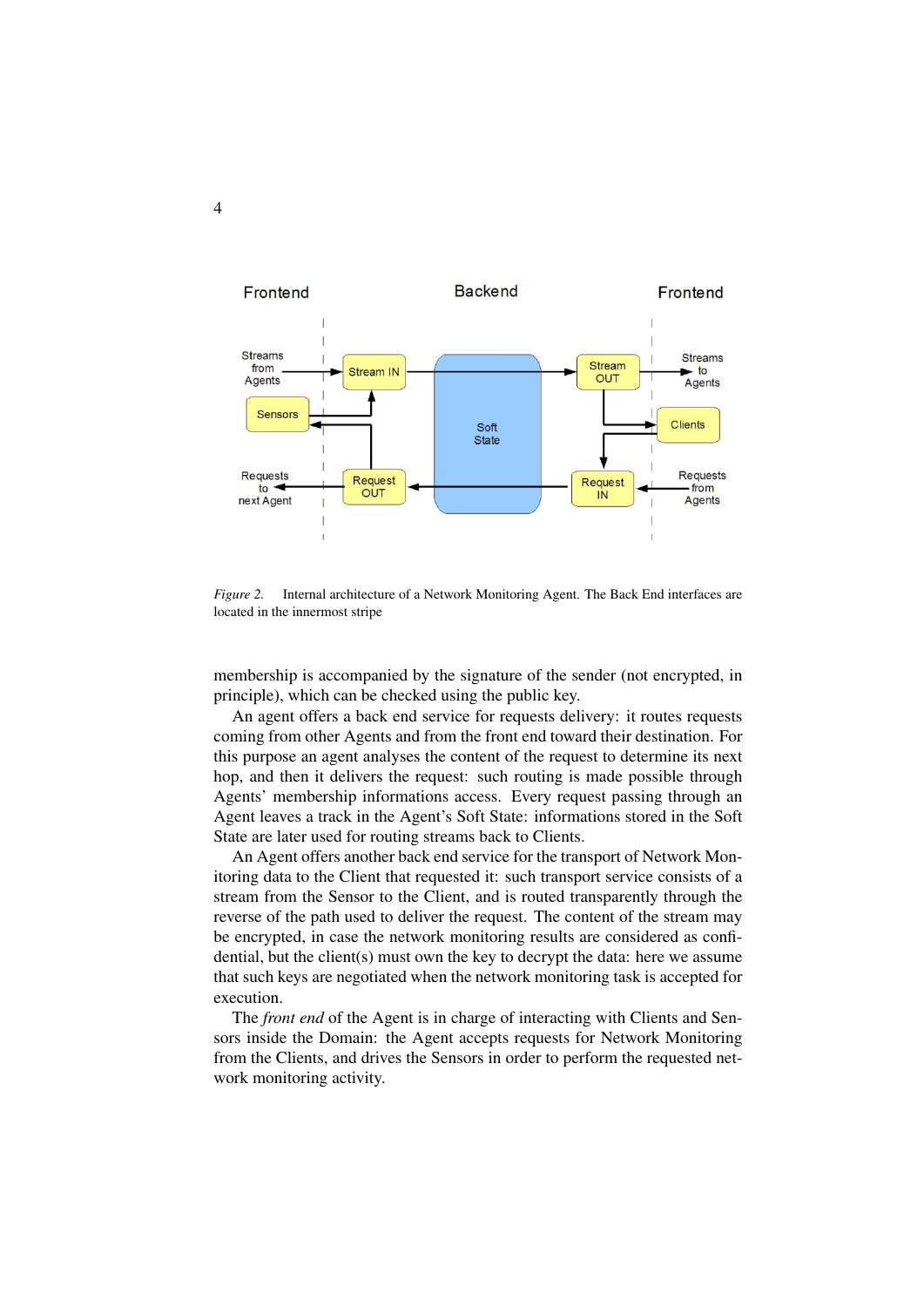*Figure 2.* Internal architecture of a Network Monitoring Agent. The Back End interfaces are located in the innermost stripe

membership is accompanied by the signature of the sender (not encrypted, in principle), which can be checked using the public key.

An agent offers a back end service for requests delivery: it routes requests coming from other Agents and from the front end toward their destination. For this purpose an agent analyses the content of the request to determine its next hop, and then it delivers the request: such routing is made possible through Agents' membership informations access. Every request passing through an Agent leaves a track in the Agent's Soft State: informations stored in the Soft State are later used for routing streams back to Clients.

An Agent offers another back end service for the transport of Network Monitoring data to the Client that requested it: such transport service consists of a stream from the Sensor to the Client, and is routed transparently through the reverse of the path used to deliver the request. The content of the stream may be encrypted, in case the network monitoring results are considered as confidential, but the client(s) must own the key to decrypt the data: here we assume that such keys are negotiated when the network monitoring task is accepted for execution.

The *front end* of the Agent is in charge of interacting with Clients and Sensors inside the Domain: the Agent accepts requests for Network Monitoring from the Clients, and drives the Sensors in order to perform the requested network monitoring activity.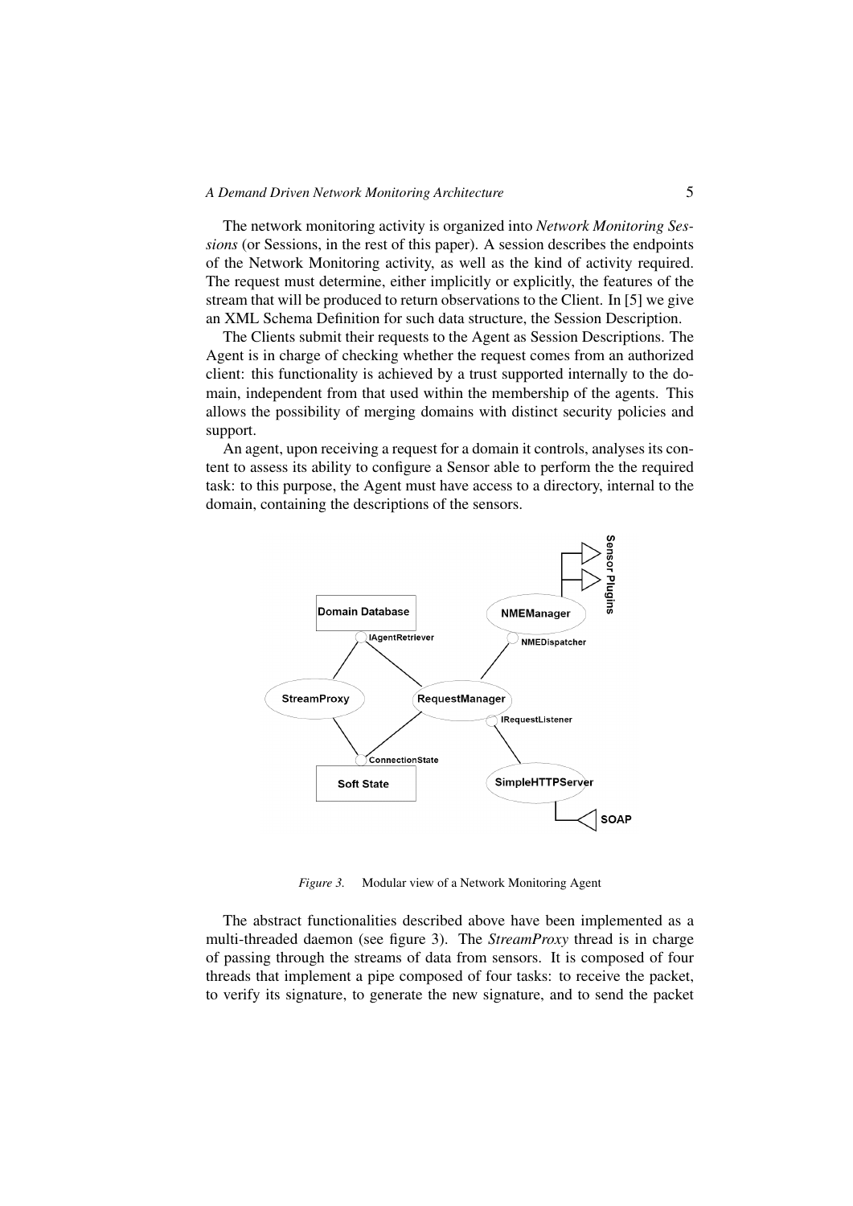The network monitoring activity is organized into *Network Monitoring Sessions* (or Sessions, in the rest of this paper). A session describes the endpoints of the Network Monitoring activity, as well as the kind of activity required. The request must determine, either implicitly or explicitly, the features of the stream that will be produced to return observations to the Client. In [5] we give an XML Schema Definition for such data structure, the Session Description.

The Clients submit their requests to the Agent as Session Descriptions. The Agent is in charge of checking whether the request comes from an authorized client: this functionality is achieved by a trust supported internally to the domain, independent from that used within the membership of the agents. This allows the possibility of merging domains with distinct security policies and support.

An agent, upon receiving a request for a domain it controls, analyses its content to assess its ability to configure a Sensor able to perform the the required task: to this purpose, the Agent must have access to a directory, internal to the domain, containing the descriptions of the sensors.

*Figure 3.* Modular view of a Network Monitoring Agent

The abstract functionalities described above have been implemented as a multi-threaded daemon (see figure 3). The *StreamProxy* thread is in charge of passing through the streams of data from sensors. It is composed of four threads that implement a pipe composed of four tasks: to receive the packet, to verify its signature, to generate the new signature, and to send the packet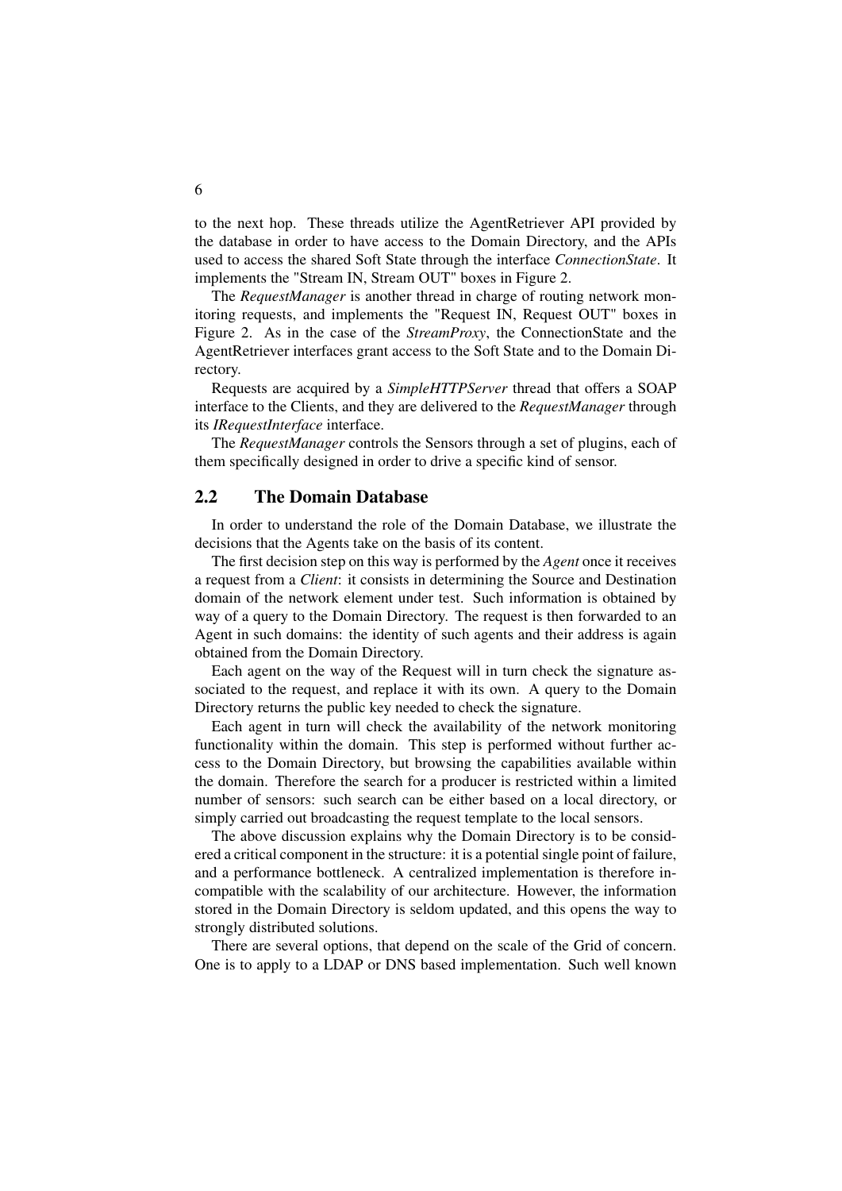to the next hop. These threads utilize the AgentRetriever API provided by the database in order to have access to the Domain Directory, and the APIs used to access the shared Soft State through the interface *ConnectionState*. It implements the "Stream IN, Stream OUT" boxes in Figure 2.

The *RequestManager* is another thread in charge of routing network monitoring requests, and implements the "Request IN, Request OUT" boxes in Figure 2. As in the case of the *StreamProxy*, the ConnectionState and the AgentRetriever interfaces grant access to the Soft State and to the Domain Directory.

Requests are acquired by a *SimpleHTTPServer* thread that offers a SOAP interface to the Clients, and they are delivered to the *RequestManager* through its *IRequestInterface* interface.

The *RequestManager* controls the Sensors through a set of plugins, each of them specifically designed in order to drive a specific kind of sensor.

## 2.2 The Domain Database

In order to understand the role of the Domain Database, we illustrate the decisions that the Agents take on the basis of its content.

The first decision step on this way is performed by the *Agent* once it receives a request from a *Client*: it consists in determining the Source and Destination domain of the network element under test. Such information is obtained by way of a query to the Domain Directory. The request is then forwarded to an Agent in such domains: the identity of such agents and their address is again obtained from the Domain Directory.

Each agent on the way of the Request will in turn check the signature associated to the request, and replace it with its own. A query to the Domain Directory returns the public key needed to check the signature.

Each agent in turn will check the availability of the network monitoring functionality within the domain. This step is performed without further access to the Domain Directory, but browsing the capabilities available within the domain. Therefore the search for a producer is restricted within a limited number of sensors: such search can be either based on a local directory, or simply carried out broadcasting the request template to the local sensors.

The above discussion explains why the Domain Directory is to be considered a critical component in the structure: it is a potential single point of failure, and a performance bottleneck. A centralized implementation is therefore incompatible with the scalability of our architecture. However, the information stored in the Domain Directory is seldom updated, and this opens the way to strongly distributed solutions.

There are several options, that depend on the scale of the Grid of concern. One is to apply to a LDAP or DNS based implementation. Such well known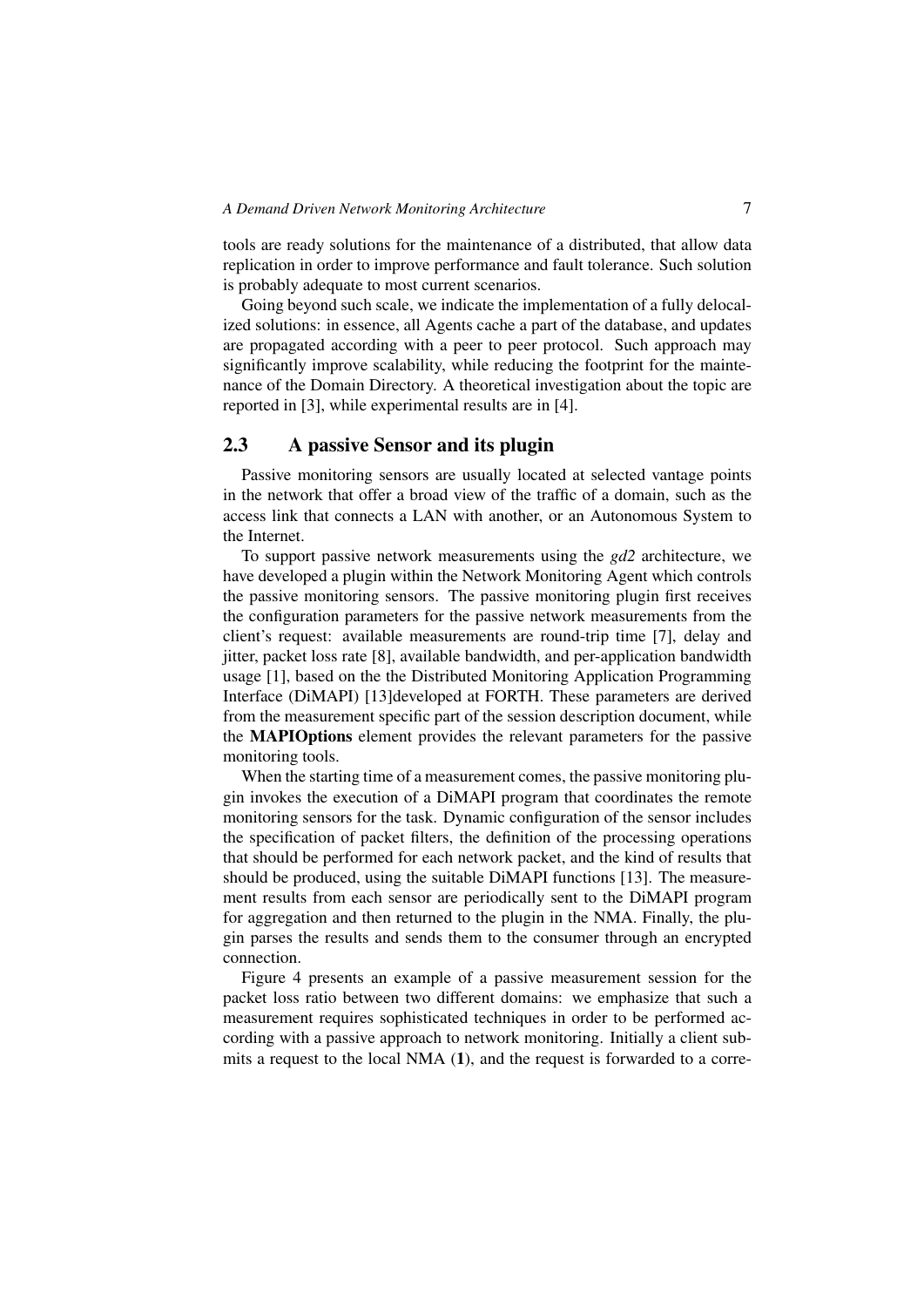tools are ready solutions for the maintenance of a distributed, that allow data replication in order to improve performance and fault tolerance. Such solution is probably adequate to most current scenarios.

Going beyond such scale, we indicate the implementation of a fully delocalized solutions: in essence, all Agents cache a part of the database, and updates are propagated according with a peer to peer protocol. Such approach may significantly improve scalability, while reducing the footprint for the maintenance of the Domain Directory. A theoretical investigation about the topic are reported in [3], while experimental results are in [4].

## 2.3 A passive Sensor and its plugin

Passive monitoring sensors are usually located at selected vantage points in the network that offer a broad view of the traffic of a domain, such as the access link that connects a LAN with another, or an Autonomous System to the Internet.

To support passive network measurements using the *gd2* architecture, we have developed a plugin within the Network Monitoring Agent which controls the passive monitoring sensors. The passive monitoring plugin first receives the configuration parameters for the passive network measurements from the client's request: available measurements are round-trip time [7], delay and jitter, packet loss rate [8], available bandwidth, and per-application bandwidth usage [1], based on the the Distributed Monitoring Application Programming Interface (DiMAPI) [13]developed at FORTH. These parameters are derived from the measurement specific part of the session description document, while the **MAPIOptions** element provides the relevant parameters for the passive monitoring tools.

When the starting time of a measurement comes, the passive monitoring plugin invokes the execution of a DiMAPI program that coordinates the remote monitoring sensors for the task. Dynamic configuration of the sensor includes the specification of packet filters, the definition of the processing operations that should be performed for each network packet, and the kind of results that should be produced, using the suitable DiMAPI functions [13]. The measurement results from each sensor are periodically sent to the DiMAPI program for aggregation and then returned to the plugin in the NMA. Finally, the plugin parses the results and sends them to the consumer through an encrypted connection.

Figure 4 presents an example of a passive measurement session for the packet loss ratio between two different domains: we emphasize that such a measurement requires sophisticated techniques in order to be performed according with a passive approach to network monitoring. Initially a client submits a request to the local NMA (**1**), and the request is forwarded to a corre-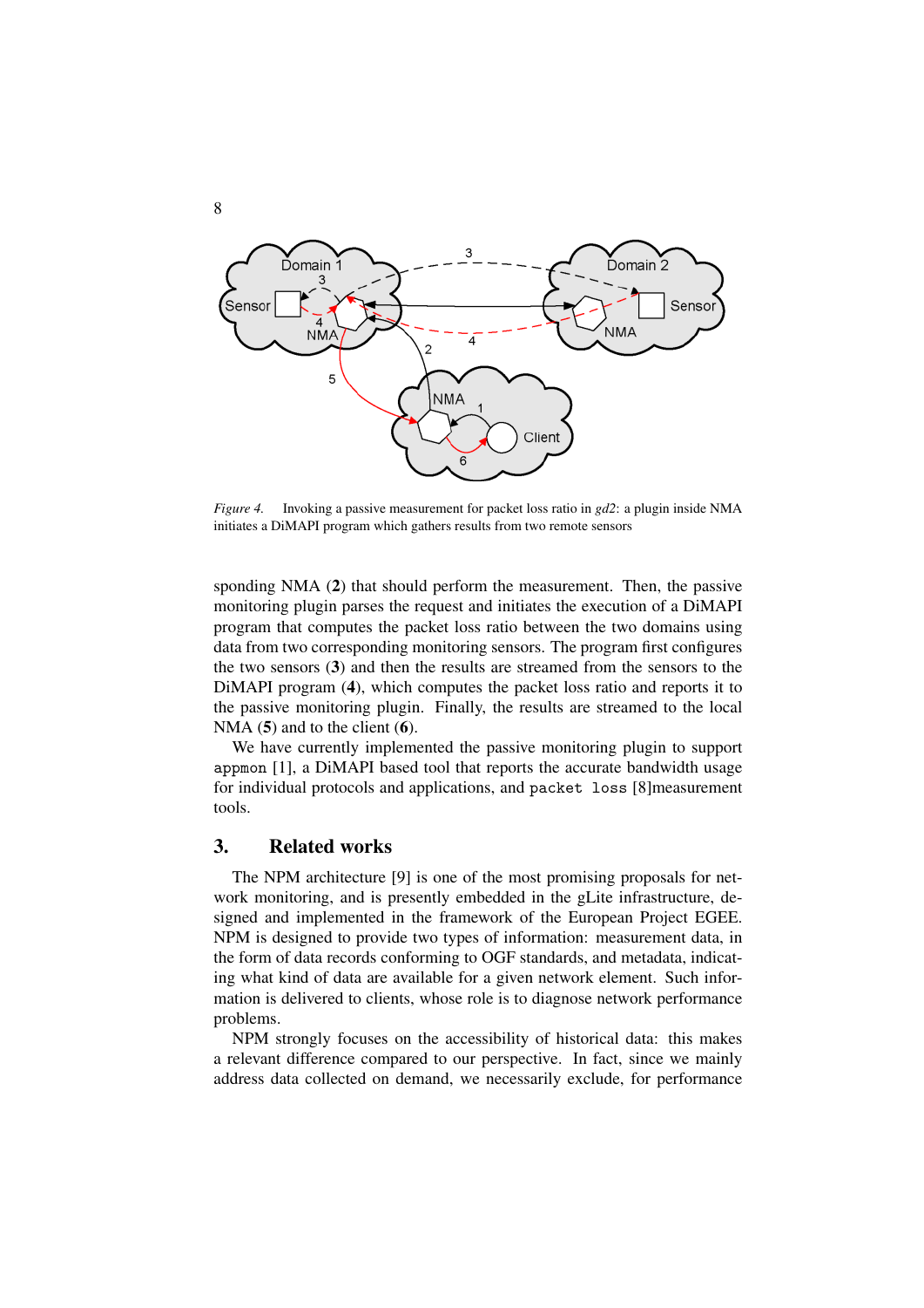*Figure 4.* Invoking a passive measurement for packet loss ratio in *gd2*: a plugin inside NMA initiates a DiMAPI program which gathers results from two remote sensors

sponding NMA (**2**) that should perform the measurement. Then, the passive monitoring plugin parses the request and initiates the execution of a DiMAPI program that computes the packet loss ratio between the two domains using data from two corresponding monitoring sensors. The program first configures the two sensors (**3**) and then the results are streamed from the sensors to the DiMAPI program (**4**), which computes the packet loss ratio and reports it to the passive monitoring plugin. Finally, the results are streamed to the local NMA (**5**) and to the client (**6**).

We have currently implemented the passive monitoring plugin to support `appmon` [1], a DiMAPI based tool that reports the accurate bandwidth usage for individual protocols and applications, and `packet loss` [8]measurement tools.

## 3. Related works

The NPM architecture [9] is one of the most promising proposals for network monitoring, and is presently embedded in the gLite infrastructure, designed and implemented in the framework of the European Project EGEE. NPM is designed to provide two types of information: measurement data, in the form of data records conforming to OGF standards, and metadata, indicating what kind of data are available for a given network element. Such information is delivered to clients, whose role is to diagnose network performance problems.

NPM strongly focuses on the accessibility of historical data: this makes a relevant difference compared to our perspective. In fact, since we mainly address data collected on demand, we necessarily exclude, for performance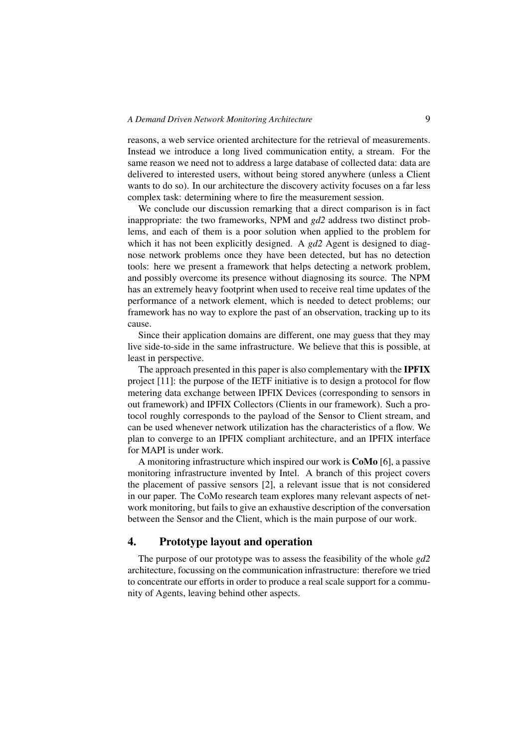reasons, a web service oriented architecture for the retrieval of measurements. Instead we introduce a long lived communication entity, a stream. For the same reason we need not to address a large database of collected data: data are delivered to interested users, without being stored anywhere (unless a Client wants to do so). In our architecture the discovery activity focuses on a far less complex task: determining where to fire the measurement session.

We conclude our discussion remarking that a direct comparison is in fact inappropriate: the two frameworks, NPM and *gd2* address two distinct problems, and each of them is a poor solution when applied to the problem for which it has not been explicitly designed. A *gd2* Agent is designed to diagnose network problems once they have been detected, but has no detection tools: here we present a framework that helps detecting a network problem, and possibly overcome its presence without diagnosing its source. The NPM has an extremely heavy footprint when used to receive real time updates of the performance of a network element, which is needed to detect problems; our framework has no way to explore the past of an observation, tracking up to its cause.

Since their application domains are different, one may guess that they may live side-to-side in the same infrastructure. We believe that this is possible, at least in perspective.

The approach presented in this paper is also complementary with the **IPFIX** project [11]: the purpose of the IETF initiative is to design a protocol for flow metering data exchange between IPFIX Devices (corresponding to sensors in out framework) and IPFIX Collectors (Clients in our framework). Such a protocol roughly corresponds to the payload of the Sensor to Client stream, and can be used whenever network utilization has the characteristics of a flow. We plan to converge to an IPFIX compliant architecture, and an IPFIX interface for MAPI is under work.

A monitoring infrastructure which inspired our work is **CoMo** [6], a passive monitoring infrastructure invented by Intel. A branch of this project covers the placement of passive sensors [2], a relevant issue that is not considered in our paper. The CoMo research team explores many relevant aspects of network monitoring, but fails to give an exhaustive description of the conversation between the Sensor and the Client, which is the main purpose of our work.

## 4. Prototype layout and operation

The purpose of our prototype was to assess the feasibility of the whole *gd2* architecture, focussing on the communication infrastructure: therefore we tried to concentrate our efforts in order to produce a real scale support for a community of Agents, leaving behind other aspects.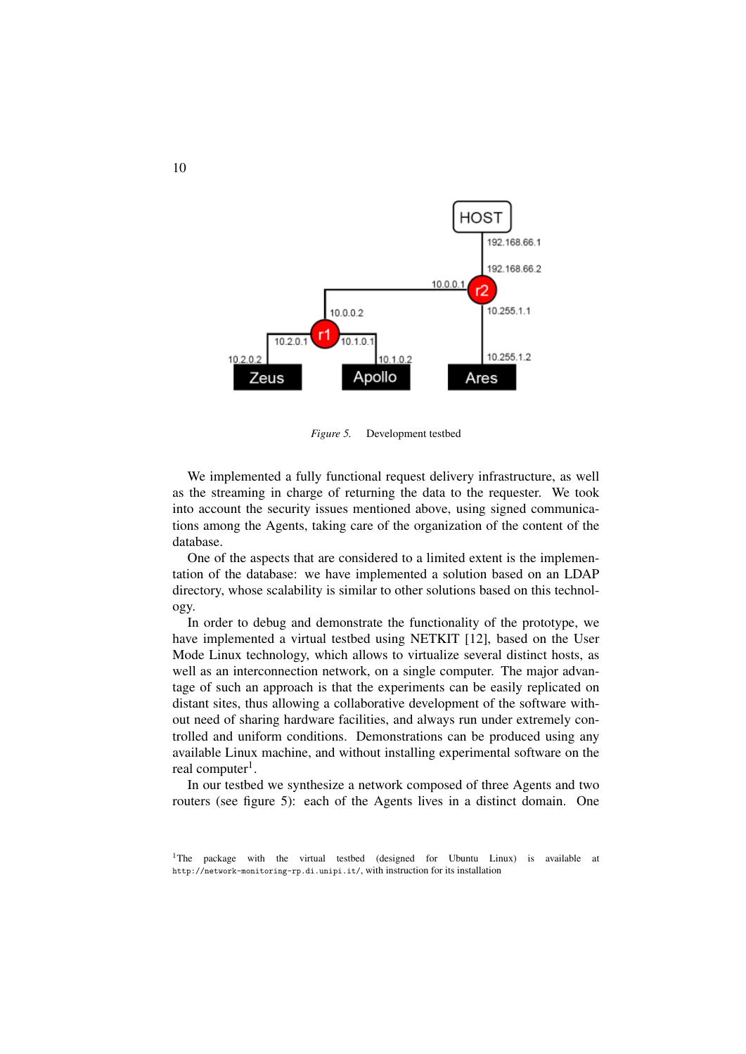*Figure 5.* Development testbed

We implemented a fully functional request delivery infrastructure, as well as the streaming in charge of returning the data to the requester. We took into account the security issues mentioned above, using signed communications among the Agents, taking care of the organization of the content of the database.

One of the aspects that are considered to a limited extent is the implementation of the database: we have implemented a solution based on an LDAP directory, whose scalability is similar to other solutions based on this technology.

In order to debug and demonstrate the functionality of the prototype, we have implemented a virtual testbed using NETKIT [12], based on the User Mode Linux technology, which allows to virtualize several distinct hosts, as well as an interconnection network, on a single computer. The major advantage of such an approach is that the experiments can be easily replicated on distant sites, thus allowing a collaborative development of the software without need of sharing hardware facilities, and always run under extremely controlled and uniform conditions. Demonstrations can be produced using any available Linux machine, and without installing experimental software on the real computer[1].

In our testbed we synthesize a network composed of three Agents and two routers (see figure 5): each of the Agents lives in a distinct domain. One

[1]The package with the virtual testbed (designed for Ubuntu Linux) is available at http://network-monitoring-rp.di.unipi.it/, with instruction for its installation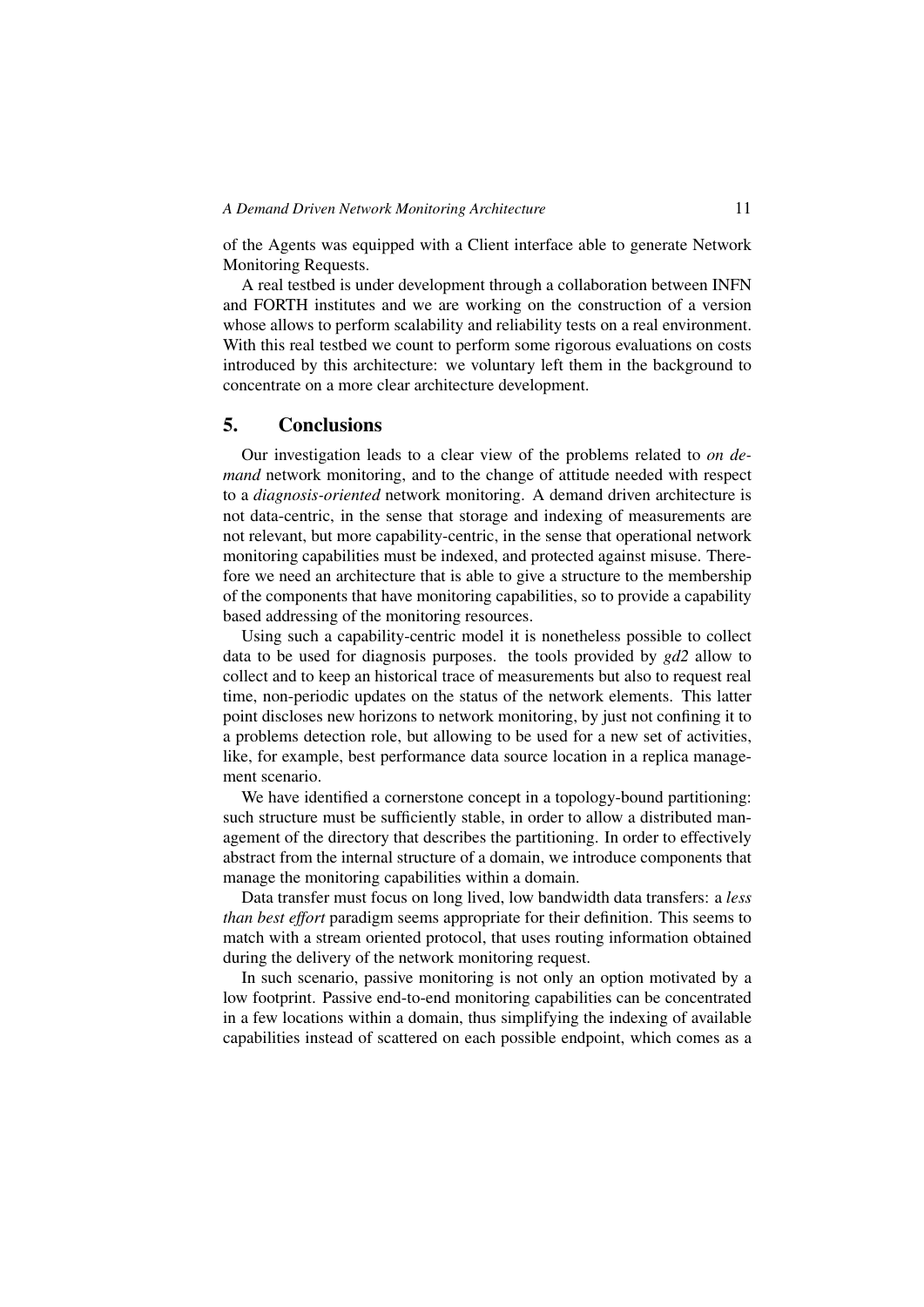of the Agents was equipped with a Client interface able to generate Network Monitoring Requests.

A real testbed is under development through a collaboration between INFN and FORTH institutes and we are working on the construction of a version whose allows to perform scalability and reliability tests on a real environment. With this real testbed we count to perform some rigorous evaluations on costs introduced by this architecture: we voluntary left them in the background to concentrate on a more clear architecture development.

## 5. Conclusions

Our investigation leads to a clear view of the problems related to *on demand* network monitoring, and to the change of attitude needed with respect to a *diagnosis-oriented* network monitoring. A demand driven architecture is not data-centric, in the sense that storage and indexing of measurements are not relevant, but more capability-centric, in the sense that operational network monitoring capabilities must be indexed, and protected against misuse. Therefore we need an architecture that is able to give a structure to the membership of the components that have monitoring capabilities, so to provide a capability based addressing of the monitoring resources.

Using such a capability-centric model it is nonetheless possible to collect data to be used for diagnosis purposes. the tools provided by *gd2* allow to collect and to keep an historical trace of measurements but also to request real time, non-periodic updates on the status of the network elements. This latter point discloses new horizons to network monitoring, by just not confining it to a problems detection role, but allowing to be used for a new set of activities, like, for example, best performance data source location in a replica management scenario.

We have identified a cornerstone concept in a topology-bound partitioning: such structure must be sufficiently stable, in order to allow a distributed management of the directory that describes the partitioning. In order to effectively abstract from the internal structure of a domain, we introduce components that manage the monitoring capabilities within a domain.

Data transfer must focus on long lived, low bandwidth data transfers: a *less than best effort* paradigm seems appropriate for their definition. This seems to match with a stream oriented protocol, that uses routing information obtained during the delivery of the network monitoring request.

In such scenario, passive monitoring is not only an option motivated by a low footprint. Passive end-to-end monitoring capabilities can be concentrated in a few locations within a domain, thus simplifying the indexing of available capabilities instead of scattered on each possible endpoint, which comes as a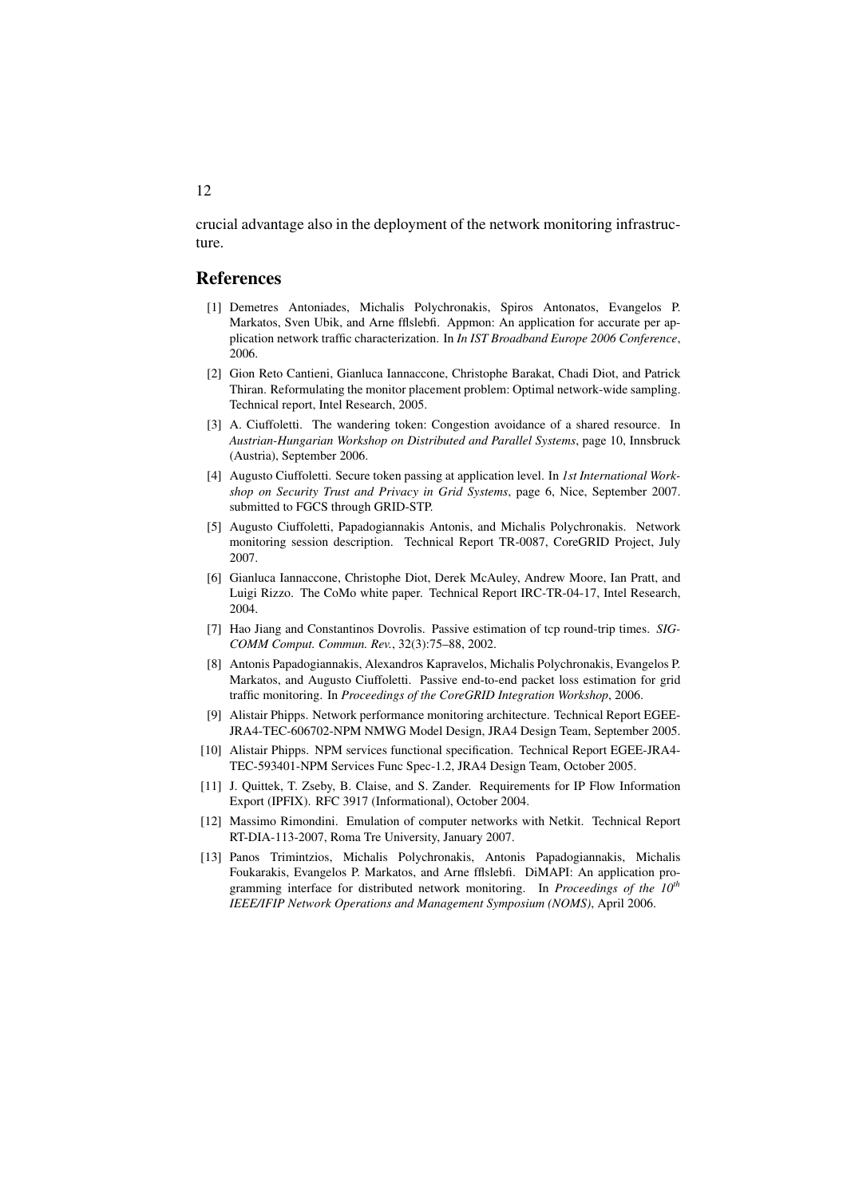crucial advantage also in the deployment of the network monitoring infrastructure.

## References

[1] Demetres Antoniades, Michalis Polychronakis, Spiros Antonatos, Evangelos P. Markatos, Sven Ubik, and Arne fflslebfi. Appmon: An application for accurate per application network traffic characterization. In *In IST Broadband Europe 2006 Conference*, 2006.

[2] Gion Reto Cantieni, Gianluca Iannaccone, Christophe Barakat, Chadi Diot, and Patrick Thiran. Reformulating the monitor placement problem: Optimal network-wide sampling. Technical report, Intel Research, 2005.

[3] A. Ciuffoletti. The wandering token: Congestion avoidance of a shared resource. In *Austrian-Hungarian Workshop on Distributed and Parallel Systems*, page 10, Innsbruck (Austria), September 2006.

[4] Augusto Ciuffoletti. Secure token passing at application level. In *1st International Workshop on Security Trust and Privacy in Grid Systems*, page 6, Nice, September 2007. submitted to FGCS through GRID-STP.

[5] Augusto Ciuffoletti, Papadogiannakis Antonis, and Michalis Polychronakis. Network monitoring session description. Technical Report TR-0087, CoreGRID Project, July 2007.

[6] Gianluca Iannaccone, Christophe Diot, Derek McAuley, Andrew Moore, Ian Pratt, and Luigi Rizzo. The CoMo white paper. Technical Report IRC-TR-04-17, Intel Research, 2004.

[7] Hao Jiang and Constantinos Dovrolis. Passive estimation of tcp round-trip times. *SIGCOMM Comput. Commun. Rev.*, 32(3):75–88, 2002.

[8] Antonis Papadogiannakis, Alexandros Kapravelos, Michalis Polychronakis, Evangelos P. Markatos, and Augusto Ciuffoletti. Passive end-to-end packet loss estimation for grid traffic monitoring. In *Proceedings of the CoreGRID Integration Workshop*, 2006.

[9] Alistair Phipps. Network performance monitoring architecture. Technical Report EGEE-JRA4-TEC-606702-NPM NMWG Model Design, JRA4 Design Team, September 2005.

[10] Alistair Phipps. NPM services functional specification. Technical Report EGEE-JRA4-TEC-593401-NPM Services Func Spec-1.2, JRA4 Design Team, October 2005.

[11] J. Quittek, T. Zseby, B. Claise, and S. Zander. Requirements for IP Flow Information Export (IPFIX). RFC 3917 (Informational), October 2004.

[12] Massimo Rimondini. Emulation of computer networks with Netkit. Technical Report RT-DIA-113-2007, Roma Tre University, January 2007.

[13] Panos Trimintzios, Michalis Polychronakis, Antonis Papadogiannakis, Michalis Foukarakis, Evangelos P. Markatos, and Arne fflslebfi. DiMAPI: An application programming interface for distributed network monitoring. In *Proceedings of the 10th IEEE/IFIP Network Operations and Management Symposium (NOMS)*, April 2006.